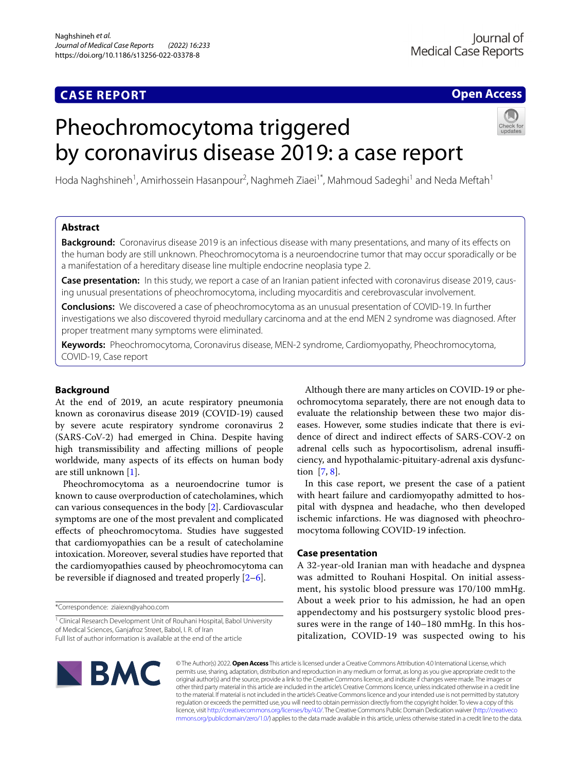CASE REPORT

Open Access

# Pheochromocytoma triggered by coronavirus disease 2019: a case report

Hoda Naghshineh[1], Amirhossein Hasanpour[2], Naghmeh Ziaei[1*], Mahmoud Sadeghi[1] and Neda Meftah[1]

## Abstract

**Background:** Coronavirus disease 2019 is an infectious disease with many presentations, and many of its effects on the human body are still unknown. Pheochromocytoma is a neuroendocrine tumor that may occur sporadically or be a manifestation of a hereditary disease line multiple endocrine neoplasia type 2.

**Case presentation:** In this study, we report a case of an Iranian patient infected with coronavirus disease 2019, causing unusual presentations of pheochromocytoma, including myocarditis and cerebrovascular involvement.

**Conclusions:** We discovered a case of pheochromocytoma as an unusual presentation of COVID-19. In further investigations we also discovered thyroid medullary carcinoma and at the end MEN 2 syndrome was diagnosed. After proper treatment many symptoms were eliminated.

**Keywords:** Pheochromocytoma, Coronavirus disease, MEN-2 syndrome, Cardiomyopathy, Pheochromocytoma, COVID-19, Case report

## Background

At the end of 2019, an acute respiratory pneumonia known as coronavirus disease 2019 (COVID-19) caused by severe acute respiratory syndrome coronavirus 2 (SARS-CoV-2) had emerged in China. Despite having high transmissibility and affecting millions of people worldwide, many aspects of its effects on human body are still unknown [1].

Pheochromocytoma as a neuroendocrine tumor is known to cause overproduction of catecholamines, which can various consequences in the body [2]. Cardiovascular symptoms are one of the most prevalent and complicated effects of pheochromocytoma. Studies have suggested that cardiomyopathies can be a result of catecholamine intoxication. Moreover, several studies have reported that the cardiomyopathies caused by pheochromocytoma can be reversible if diagnosed and treated properly [2–6].

Although there are many articles on COVID-19 or pheochromocytoma separately, there are not enough data to evaluate the relationship between these two major diseases. However, some studies indicate that there is evidence of direct and indirect effects of SARS-COV-2 on adrenal cells such as hypocortisolism, adrenal insufficiency, and hypothalamic-pituitary-adrenal axis dysfunction [7, 8].

In this case report, we present the case of a patient with heart failure and cardiomyopathy admitted to hospital with dyspnea and headache, who then developed ischemic infarctions. He was diagnosed with pheochromocytoma following COVID-19 infection.

## Case presentation

A 32-year-old Iranian man with headache and dyspnea was admitted to Rouhani Hospital. On initial assessment, his systolic blood pressure was 170/100 mmHg. About a week prior to his admission, he had an open appendectomy and his postsurgery systolic blood pressures were in the range of 140–180 mmHg. In this hospitalization, COVID-19 was suspected owing to his

*Correspondence: ziaiexn@yahoo.com

[1] Clinical Research Development Unit of Rouhani Hospital, Babol University of Medical Sciences, Ganjafroz Street, Babol, I. R. of Iran

Full list of author information is available at the end of the article

© The Author(s) 2022. Open Access This article is licensed under a Creative Commons Attribution 4.0 International License, which permits use, sharing, adaptation, distribution and reproduction in any medium or format, as long as you give appropriate credit to the original author(s) and the source, provide a link to the Creative Commons licence, and indicate if changes were made. The images or other third party material in this article are included in the article's Creative Commons licence, unless indicated otherwise in a credit line to the material. If material is not included in the article's Creative Commons licence and your intended use is not permitted by statutory regulation or exceeds the permitted use, you will need to obtain permission directly from the copyright holder. To view a copy of this licence, visit http://creativecommons.org/licenses/by/4.0/. The Creative Commons Public Domain Dedication waiver (http://creativecommons.org/publicdomain/zero/1.0/) applies to the data made available in this article, unless otherwise stated in a credit line to the data.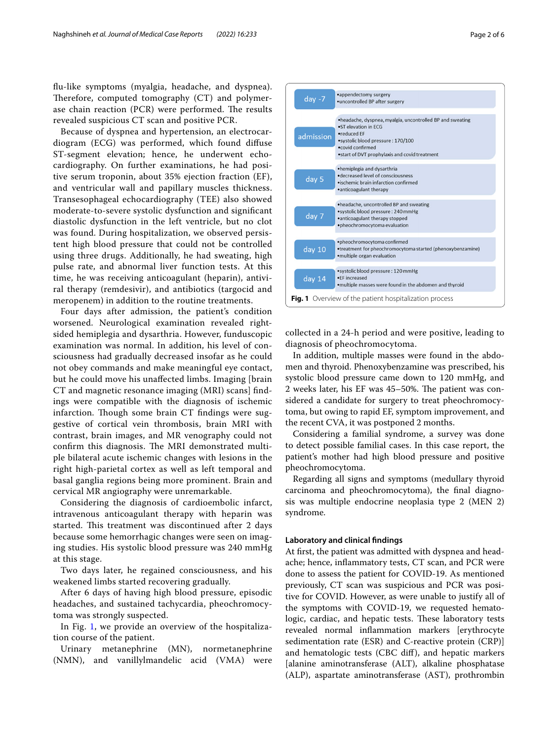flu-like symptoms (myalgia, headache, and dyspnea). Therefore, computed tomography (CT) and polymerase chain reaction (PCR) were performed. The results revealed suspicious CT scan and positive PCR.

Because of dyspnea and hypertension, an electrocardiogram (ECG) was performed, which found diffuse ST-segment elevation; hence, he underwent echocardiography. On further examinations, he had positive serum troponin, about 35% ejection fraction (EF), and ventricular wall and papillary muscles thickness. Transesophageal echocardiography (TEE) also showed moderate-to-severe systolic dysfunction and significant diastolic dysfunction in the left ventricle, but no clot was found. During hospitalization, we observed persistent high blood pressure that could not be controlled using three drugs. Additionally, he had sweating, high pulse rate, and abnormal liver function tests. At this time, he was receiving anticoagulant (heparin), antiviral therapy (remdesivir), and antibiotics (targocid and meropenem) in addition to the routine treatments.

Four days after admission, the patient's condition worsened. Neurological examination revealed right-sided hemiplegia and dysarthria. However, funduscopic examination was normal. In addition, his level of consciousness had gradually decreased insofar as he could not obey commands and make meaningful eye contact, but he could move his unaffected limbs. Imaging [brain CT and magnetic resonance imaging (MRI) scans] findings were compatible with the diagnosis of ischemic infarction. Though some brain CT findings were suggestive of cortical vein thrombosis, brain MRI with contrast, brain images, and MR venography could not confirm this diagnosis. The MRI demonstrated multiple bilateral acute ischemic changes with lesions in the right high-parietal cortex as well as left temporal and basal ganglia regions being more prominent. Brain and cervical MR angiography were unremarkable.

Considering the diagnosis of cardioembolic infarct, intravenous anticoagulant therapy with heparin was started. This treatment was discontinued after 2 days because some hemorrhagic changes were seen on imaging studies. His systolic blood pressure was 240 mmHg at this stage.

Two days later, he regained consciousness, and his weakened limbs started recovering gradually.

After 6 days of having high blood pressure, episodic headaches, and sustained tachycardia, pheochromocytoma was strongly suspected.

In Fig. 1, we provide an overview of the hospitalization course of the patient.

Urinary metanephrine (MN), normetanephrine (NMN), and vanillylmandelic acid (VMA) were collected in a 24-h period and were positive, leading to diagnosis of pheochromocytoma.

| | |
|---|---|
| day -7 | •appendectomy surgery<br>•uncontrolled BP after surgery |
| admission | •headache, dyspnea, myalgia, uncontrolled BP and sweating<br>•ST elevation in ECG<br>•reduced EF<br>•systolic blood pressure : 170/100<br>•covid confirmed<br>•start of DVT prophylaxis and covid treatment |
| day 5 | •hemiplegia and dysartria<br>•decreased level of consciousness<br>•ischemic brain infarction confirmed<br>•anticoagulant therapy |
| day 7 | •headache, uncontrolled BP and sweating<br>•systolic blood pressure : 240 mmHg<br>•anticoagulant therapy stopped<br>•pheochromocytoma evaluation |
| day 10 | •pheochromocytoma confirmed<br>•treatment for pheochromocytoma started (phenoxybenzamine)<br>•multiple organ evaluation |
| day 14 | •systolic blood pressure : 120 mmHg<br>•EF increased<br>•multiple masses were found in the abdomen and thyroid |

**Fig. 1** Overview of the patient hospitalization process

In addition, multiple masses were found in the abdomen and thyroid. Phenoxybenzamine was prescribed, his systolic blood pressure came down to 120 mmHg, and 2 weeks later, his EF was 45–50%. The patient was considered a candidate for surgery to treat pheochromocytoma, but owing to rapid EF, symptom improvement, and the recent CVA, it was postponed 2 months.

Considering a familial syndrome, a survey was done to detect possible familial cases. In this case report, the patient's mother had high blood pressure and positive pheochromocytoma.

Regarding all signs and symptoms (medullary thyroid carcinoma and pheochromocytoma), the final diagnosis was multiple endocrine neoplasia type 2 (MEN 2) syndrome.

## Laboratory and clinical findings

At first, the patient was admitted with dyspnea and headache; hence, inflammatory tests, CT scan, and PCR were done to assess the patient for COVID-19. As mentioned previously, CT scan was suspicious and PCR was positive for COVID. However, as were unable to justify all of the symptoms with COVID-19, we requested hematologic, cardiac, and hepatic tests. These laboratory tests revealed normal inflammation markers [erythrocyte sedimentation rate (ESR) and C-reactive protein (CRP)] and hematologic tests (CBC diff), and hepatic markers [alanine aminotransferase (ALT), alkaline phosphatase (ALP), aspartate aminotransferase (AST), prothrombin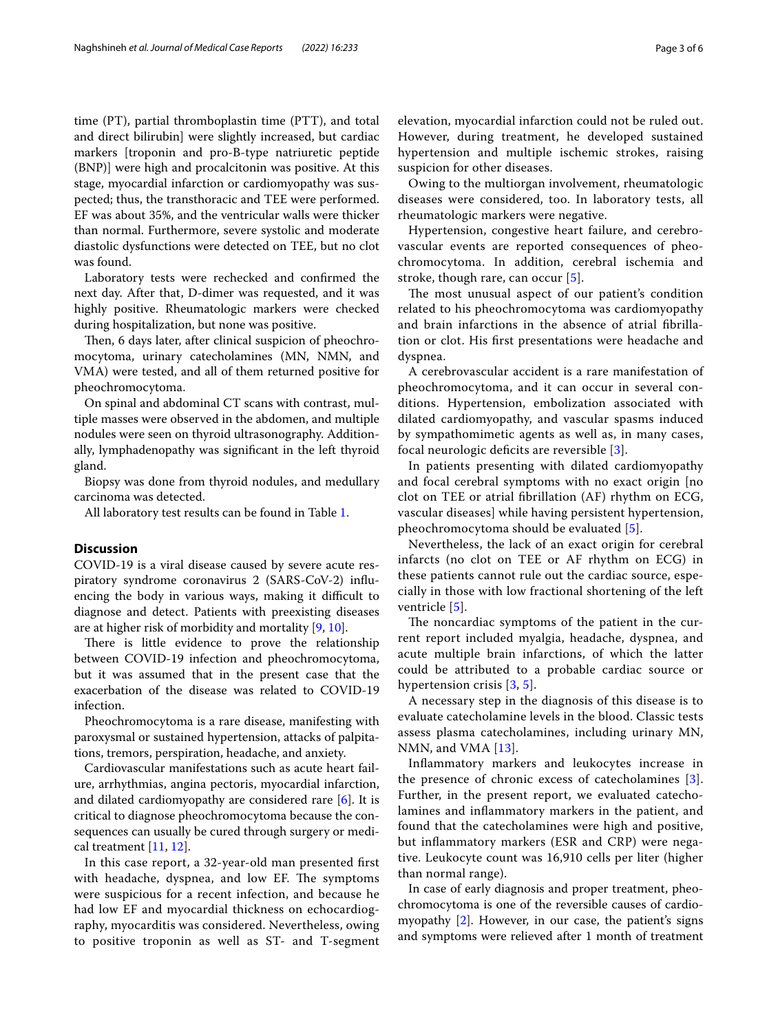time (PT), partial thromboplastin time (PTT), and total and direct bilirubin] were slightly increased, but cardiac markers [troponin and pro-B-type natriuretic peptide (BNP)] were high and procalcitonin was positive. At this stage, myocardial infarction or cardiomyopathy was suspected; thus, the transthoracic and TEE were performed. EF was about 35%, and the ventricular walls were thicker than normal. Furthermore, severe systolic and moderate diastolic dysfunctions were detected on TEE, but no clot was found.

Laboratory tests were rechecked and confirmed the next day. After that, D-dimer was requested, and it was highly positive. Rheumatologic markers were checked during hospitalization, but none was positive.

Then, 6 days later, after clinical suspicion of pheochromocytoma, urinary catecholamines (MN, NMN, and VMA) were tested, and all of them returned positive for pheochromocytoma.

On spinal and abdominal CT scans with contrast, multiple masses were observed in the abdomen, and multiple nodules were seen on thyroid ultrasonography. Additionally, lymphadenopathy was significant in the left thyroid gland.

Biopsy was done from thyroid nodules, and medullary carcinoma was detected.

All laboratory test results can be found in Table 1.

## Discussion

COVID-19 is a viral disease caused by severe acute respiratory syndrome coronavirus 2 (SARS-CoV-2) influencing the body in various ways, making it difficult to diagnose and detect. Patients with preexisting diseases are at higher risk of morbidity and mortality [9, 10].

There is little evidence to prove the relationship between COVID-19 infection and pheochromocytoma, but it was assumed that in the present case that the exacerbation of the disease was related to COVID-19 infection.

Pheochromocytoma is a rare disease, manifesting with paroxysmal or sustained hypertension, attacks of palpitations, tremors, perspiration, headache, and anxiety.

Cardiovascular manifestations such as acute heart failure, arrhythmias, angina pectoris, myocardial infarction, and dilated cardiomyopathy are considered rare [6]. It is critical to diagnose pheochromocytoma because the consequences can usually be cured through surgery or medical treatment [11, 12].

In this case report, a 32-year-old man presented first with headache, dyspnea, and low EF. The symptoms were suspicious for a recent infection, and because he had low EF and myocardial thickness on echocardiography, myocarditis was considered. Nevertheless, owing to positive troponin as well as ST- and T-segment elevation, myocardial infarction could not be ruled out. However, during treatment, he developed sustained hypertension and multiple ischemic strokes, raising suspicion for other diseases.

Owing to the multiorgan involvement, rheumatologic diseases were considered, too. In laboratory tests, all rheumatologic markers were negative.

Hypertension, congestive heart failure, and cerebrovascular events are reported consequences of pheochromocytoma. In addition, cerebral ischemia and stroke, though rare, can occur [5].

The most unusual aspect of our patient's condition related to his pheochromocytoma was cardiomyopathy and brain infarctions in the absence of atrial fibrillation or clot. His first presentations were headache and dyspnea.

A cerebrovascular accident is a rare manifestation of pheochromocytoma, and it can occur in several conditions. Hypertension, embolization associated with dilated cardiomyopathy, and vascular spasms induced by sympathomimetic agents as well as, in many cases, focal neurologic deficits are reversible [3].

In patients presenting with dilated cardiomyopathy and focal cerebral symptoms with no exact origin [no clot on TEE or atrial fibrillation (AF) rhythm on ECG, vascular diseases] while having persistent hypertension, pheochromocytoma should be evaluated [5].

Nevertheless, the lack of an exact origin for cerebral infarcts (no clot on TEE or AF rhythm on ECG) in these patients cannot rule out the cardiac source, especially in those with low fractional shortening of the left ventricle [5].

The noncardiac symptoms of the patient in the current report included myalgia, headache, dyspnea, and acute multiple brain infarctions, of which the latter could be attributed to a probable cardiac source or hypertension crisis [3, 5].

A necessary step in the diagnosis of this disease is to evaluate catecholamine levels in the blood. Classic tests assess plasma catecholamines, including urinary MN, NMN, and VMA [13].

Inflammatory markers and leukocytes increase in the presence of chronic excess of catecholamines [3]. Further, in the present report, we evaluated catecholamines and inflammatory markers in the patient, and found that the catecholamines were high and positive, but inflammatory markers (ESR and CRP) were negative. Leukocyte count was 16,910 cells per liter (higher than normal range).

In case of early diagnosis and proper treatment, pheochromocytoma is one of the reversible causes of cardiomyopathy [2]. However, in our case, the patient's signs and symptoms were relieved after 1 month of treatment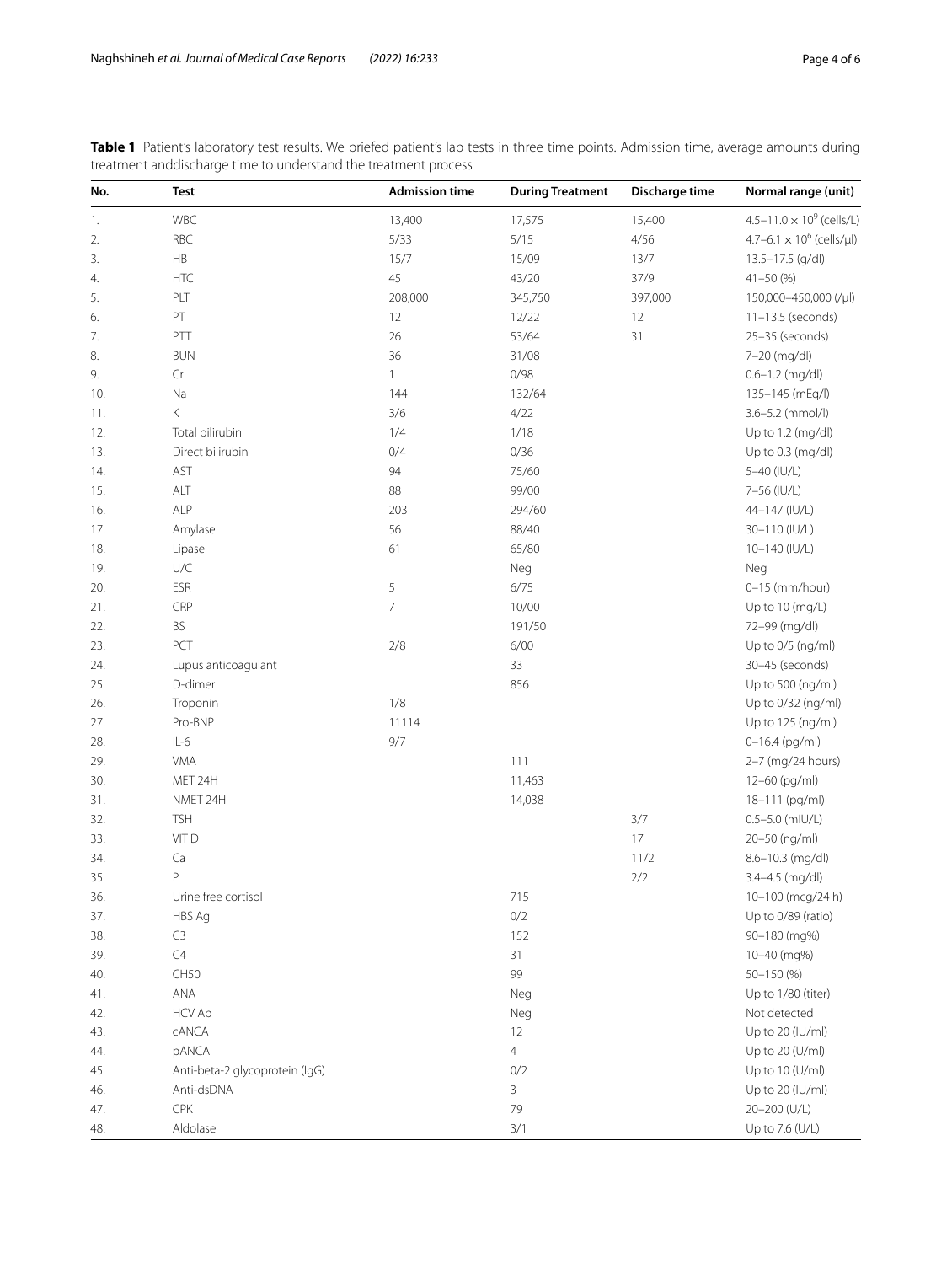**Table 1** Patient's laboratory test results. We briefed patient's lab tests in three time points. Admission time, average amounts during treatment anddischarge time to understand the treatment process

| No. | Test | Admission time | During Treatment | Discharge time | Normal range (unit) |
|---|---|---|---|---|---|
| 1. | WBC | 13,400 | 17,575 | 15,400 | 4.5–11.0 × $10^9$ (cells/L) |
| 2. | RBC | 5/33 | 5/15 | 4/56 | 4.7–6.1 × $10^6$ (cells/μl) |
| 3. | HB | 15/7 | 15/09 | 13/7 | 13.5–17.5 (g/dl) |
| 4. | HTC | 45 | 43/20 | 37/9 | 41–50 (%) |
| 5. | PLT | 208,000 | 345,750 | 397,000 | 150,000–450,000 (/μl) |
| 6. | PT | 12 | 12/22 | 12 | 11–13.5 (seconds) |
| 7. | PTT | 26 | 53/64 | 31 | 25–35 (seconds) |
| 8. | BUN | 36 | 31/08 | | 7–20 (mg/dl) |
| 9. | Cr | 1 | 0/98 | | 0.6–1.2 (mg/dl) |
| 10. | Na | 144 | 132/64 | | 135–145 (mEq/l) |
| 11. | K | 3/6 | 4/22 | | 3.6–5.2 (mmol/l) |
| 12. | Total bilirubin | 1/4 | 1/18 | | Up to 1.2 (mg/dl) |
| 13. | Direct bilirubin | 0/4 | 0/36 | | Up to 0.3 (mg/dl) |
| 14. | AST | 94 | 75/60 | | 5–40 (IU/L) |
| 15. | ALT | 88 | 99/00 | | 7–56 (IU/L) |
| 16. | ALP | 203 | 294/60 | | 44–147 (IU/L) |
| 17. | Amylase | 56 | 88/40 | | 30–110 (IU/L) |
| 18. | Lipase | 61 | 65/80 | | 10–140 (IU/L) |
| 19. | U/C | | Neg | | Neg |
| 20. | ESR | 5 | 6/75 | | 0–15 (mm/hour) |
| 21. | CRP | 7 | 10/00 | | Up to 10 (mg/L) |
| 22. | BS | | 191/50 | | 72–99 (mg/dl) |
| 23. | PCT | 2/8 | 6/00 | | Up to 0/5 (ng/ml) |
| 24. | Lupus anticoagulant | | 33 | | 30–45 (seconds) |
| 25. | D-dimer | | 856 | | Up to 500 (ng/ml) |
| 26. | Troponin | 1/8 | | | Up to 0/32 (ng/ml) |
| 27. | Pro-BNP | 11114 | | | Up to 125 (ng/ml) |
| 28. | IL-6 | 9/7 | | | 0–16.4 (pg/ml) |
| 29. | VMA | | 111 | | 2–7 (mg/24 hours) |
| 30. | MET 24H | | 11,463 | | 12–60 (pg/ml) |
| 31. | NMET 24H | | 14,038 | | 18–111 (pg/ml) |
| 32. | TSH | | | 3/7 | 0.5–5.0 (mIU/L) |
| 33. | VIT D | | | 17 | 20–50 (ng/ml) |
| 34. | Ca | | | 11/2 | 8.6–10.3 (mg/dl) |
| 35. | P | | | 2/2 | 3.4–4.5 (mg/dl) |
| 36. | Urine free cortisol | | 715 | | 10–100 (mcg/24 h) |
| 37. | HBS Ag | | 0/2 | | Up to 0/89 (ratio) |
| 38. | C3 | | 152 | | 90–180 (mg%) |
| 39. | C4 | | 31 | | 10–40 (mg%) |
| 40. | CH50 | | 99 | | 50–150 (%) |
| 41. | ANA | | Neg | | Up to 1/80 (titer) |
| 42. | HCV Ab | | Neg | | Not detected |
| 43. | cANCA | | 12 | | Up to 20 (IU/ml) |
| 44. | pANCA | | 4 | | Up to 20 (U/ml) |
| 45. | Anti-beta-2 glycoprotein (IgG) | | 0/2 | | Up to 10 (U/ml) |
| 46. | Anti-dsDNA | | 3 | | Up to 20 (IU/ml) |
| 47. | CPK | | 79 | | 20–200 (U/L) |
| 48. | Aldolase | | 3/1 | | Up to 7.6 (U/L) |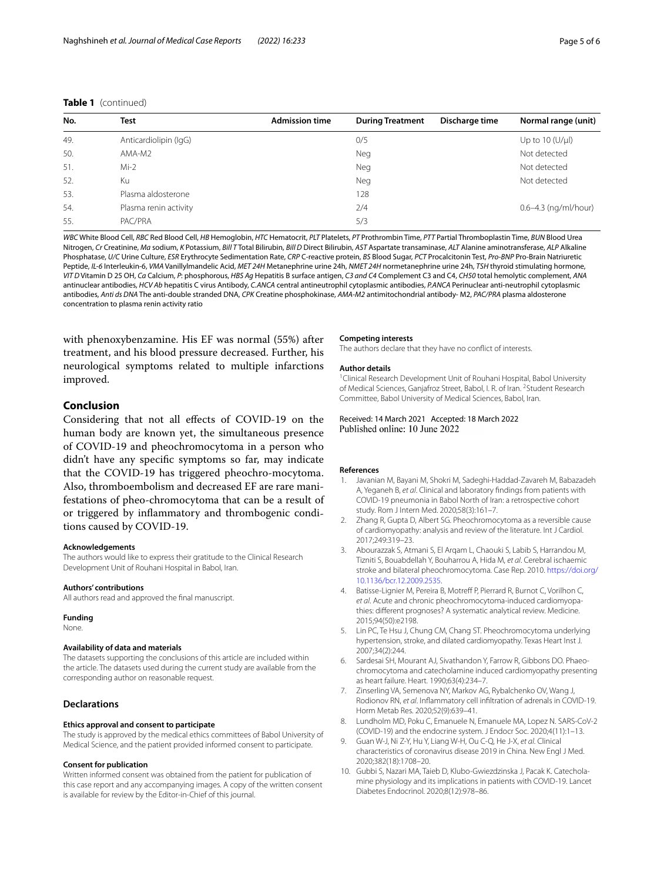**Table 1** (continued)

| No. | Test | Admission time | During Treatment | Discharge time | Normal range (unit) |
|---|---|---|---|---|---|
| 49. | Anticardiolipin (IgG) | | 0/5 | | Up to 10 (U/μl) |
| 50. | AMA-M2 | | Neg | | Not detected |
| 51. | Mi-2 | | Neg | | Not detected |
| 52. | Ku | | Neg | | Not detected |
| 53. | Plasma aldosterone | | 128 | | |
| 54. | Plasma renin activity | | 2/4 | | 0.6–4.3 (ng/ml/hour) |
| 55. | PAC/PRA | | 5/3 | | |

*WBC* White Blood Cell, *RBC* Red Blood Cell, *HB* Hemoglobin, *HTC* Hematocrit, *PLT* Platelets, *PT* Prothrombin Time, *PTT* Partial Thromboplastin Time, *BUN* Blood Urea Nitrogen, *Cr* Creatinine, *Ma* sodium, *K* Potassium, *Bill T* Total Bilirubin, *Bill D* Direct Bilirubin, *AST* Aspartate transaminase, *ALT* Alanine aminotransferase, *ALP* Alkaline Phosphatase, *U/C* Urine Culture, *ESR* Erythrocyte Sedimentation Rate, *CRP* C-reactive protein, *BS* Blood Sugar, *PCT* Procalcitonin Test, *Pro-BNP* Pro-Brain Natriuretic Peptide, *IL-6* Interleukin-6, *VMA* Vanillylmandelic Acid, *MET 24H* Metanephrine urine 24h, *NMET 24H* normetanephrine urine 24h, *TSH* thyroid stimulating hormone, *VIT D* Vitamin D 25 OH, *Ca* Calcium, *P*: phosphorous, *HBS Ag* Hepatitis B surface antigen, *C3 and C4* Complement C3 and C4, *CH50* total hemolytic complement, *ANA* antinuclear antibodies, *HCV Ab* hepatitis C virus Antibody, *C.ANCA* central antineutrophil cytoplasmic antibodies, *P.ANCA* Perinuclear anti-neutrophil cytoplasmic antibodies, *Anti ds DNA* The anti-double stranded DNA, *CPK* Creatine phosphokinase, *AMA-M2* antimitochondrial antibody- M2, *PAC/PRA* plasma aldosterone concentration to plasma renin activity ratio

with phenoxybenzamine. His EF was normal (55%) after treatment, and his blood pressure decreased. Further, his neurological symptoms related to multiple infarctions improved.

## Conclusion

Considering that not all effects of COVID-19 on the human body are known yet, the simultaneous presence of COVID-19 and pheochromocytoma in a person who didn't have any specific symptoms so far, may indicate that the COVID-19 has triggered pheochro-mocytoma. Also, thromboembolism and decreased EF are rare manifestations of pheo-chromocytoma that can be a result of or triggered by inflammatory and thrombogenic conditions caused by COVID-19.

#### Acknowledgements

The authors would like to express their gratitude to the Clinical Research Development Unit of Rouhani Hospital in Babol, Iran.

#### Authors' contributions

All authors read and approved the final manuscript.

#### Funding

None.

#### Availability of data and materials

The datasets supporting the conclusions of this article are included within the article. The datasets used during the current study are available from the corresponding author on reasonable request.

### Declarations

#### Ethics approval and consent to participate

The study is approved by the medical ethics committees of Babol University of Medical Science, and the patient provided informed consent to participate.

#### Consent for publication

Written informed consent was obtained from the patient for publication of this case report and any accompanying images. A copy of the written consent is available for review by the Editor-in-Chief of this journal.

#### Competing interests

The authors declare that they have no conflict of interests.

#### Author details

[1] Clinical Research Development Unit of Rouhani Hospital, Babol University of Medical Sciences, Ganjafroz Street, Babol, I. R. of Iran. [2] Student Research Committee, Babol University of Medical Sciences, Babol, Iran.

Received: 14 March 2021 Accepted: 18 March 2022
Published online: 10 June 2022

#### References

1. Javanian M, Bayani M, Shokri M, Sadeghi-Haddad-Zavareh M, Babazadeh A, Yeganeh B, *et al*. Clinical and laboratory findings from patients with COVID-19 pneumonia in Babol North of Iran: a retrospective cohort study. Rom J Intern Med. 2020;58(3):161–7.
2. Zhang R, Gupta D, Albert SG. Pheochromocytoma as a reversible cause of cardiomyopathy: analysis and review of the literature. Int J Cardiol. 2017;249:319–23.
3. Abourazzak S, Atmani S, El Arqam L, Chaouki S, Labib S, Harrandou M, Tizniti S, Bouabdellah Y, Bouharrou A, Hida M, *et al*. Cerebral ischaemic stroke and bilateral pheochromocytoma. Case Rep. 2010. https://doi.org/10.1136/bcr.12.2009.2535.
4. Batisse-Lignier M, Pereira B, Motreff P, Pierrard R, Burnot C, Vorilhon C, *et al*. Acute and chronic pheochromocytoma-induced cardiomyopathies: different prognoses? A systematic analytical review. Medicine. 2015;94(50):e2198.
5. Lin PC, Te Hsu J, Chung CM, Chang ST. Pheochromocytoma underlying hypertension, stroke, and dilated cardiomyopathy. Texas Heart Inst J. 2007;34(2):244.
6. Sardesai SH, Mourant AJ, Sivathandon Y, Farrow R, Gibbons DO. Phaeochromocytoma and catecholamine induced cardiomyopathy presenting as heart failure. Heart. 1990;63(4):234–7.
7. Zinserling VA, Semenova NY, Markov AG, Rybalchenko OV, Wang J, Rodionov RN, *et al*. Inflammatory cell infiltration of adrenals in COVID-19. Horm Metab Res. 2020;52(9):639–41.
8. Lundholm MD, Poku C, Emanuele N, Emanuele MA, Lopez N. SARS-CoV-2 (COVID-19) and the endocrine system. J Endocr Soc. 2020;4(11):1–13.
9. Guan W-J, Ni Z-Y, Hu Y, Liang W-H, Ou C-Q, He J-X, *et al*. Clinical characteristics of coronavirus disease 2019 in China. New Engl J Med. 2020;382(18):1708–20.
10. Gubbi S, Nazari MA, Taieb D, Klubo-Gwiezdzinska J, Pacak K. Catecholamine physiology and its implications in patients with COVID-19. Lancet Diabetes Endocrinol. 2020;8(12):978–86.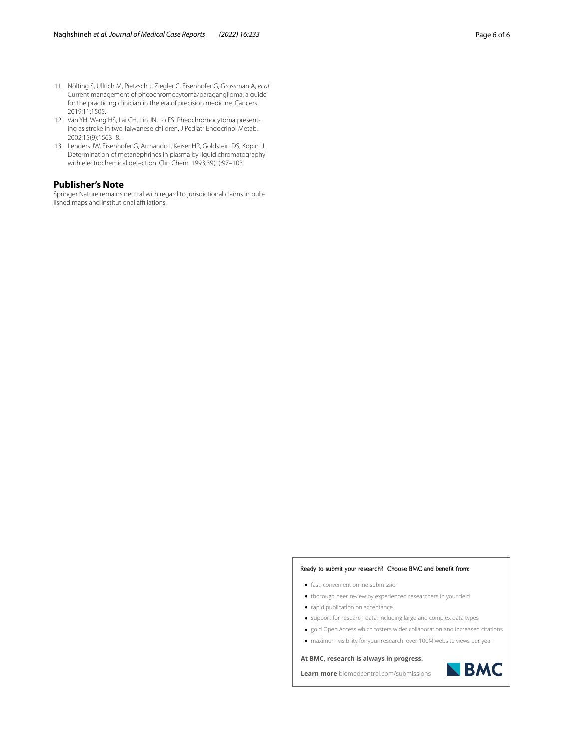11. Nölting S, Ullrich M, Pietzsch J, Ziegler C, Eisenhofer G, Grossman A, *et al*. Current management of pheochromocytoma/paraganglioma: a guide for the practicing clinician in the era of precision medicine. Cancers. 2019;11:1505.
12. Van YH, Wang HS, Lai CH, Lin JN, Lo FS. Pheochromocytoma presenting as stroke in two Taiwanese children. J Pediatr Endocrinol Metab. 2002;15(9):1563–8.
13. Lenders JW, Eisenhofer G, Armando I, Keiser HR, Goldstein DS, Kopin IJ. Determination of metanephrines in plasma by liquid chromatography with electrochemical detection. Clin Chem. 1993;39(1):97–103.

## Publisher's Note

Springer Nature remains neutral with regard to jurisdictional claims in published maps and institutional affiliations.

Ready to submit your research? Choose BMC and benefit from:

- fast, convenient online submission
- thorough peer review by experienced researchers in your field
- rapid publication on acceptance
- support for research data, including large and complex data types
- gold Open Access which fosters wider collaboration and increased citations
- maximum visibility for your research: over 100M website views per year

**At BMC, research is always in progress.**

**Learn more** biomedcentral.com/submissions

BMC